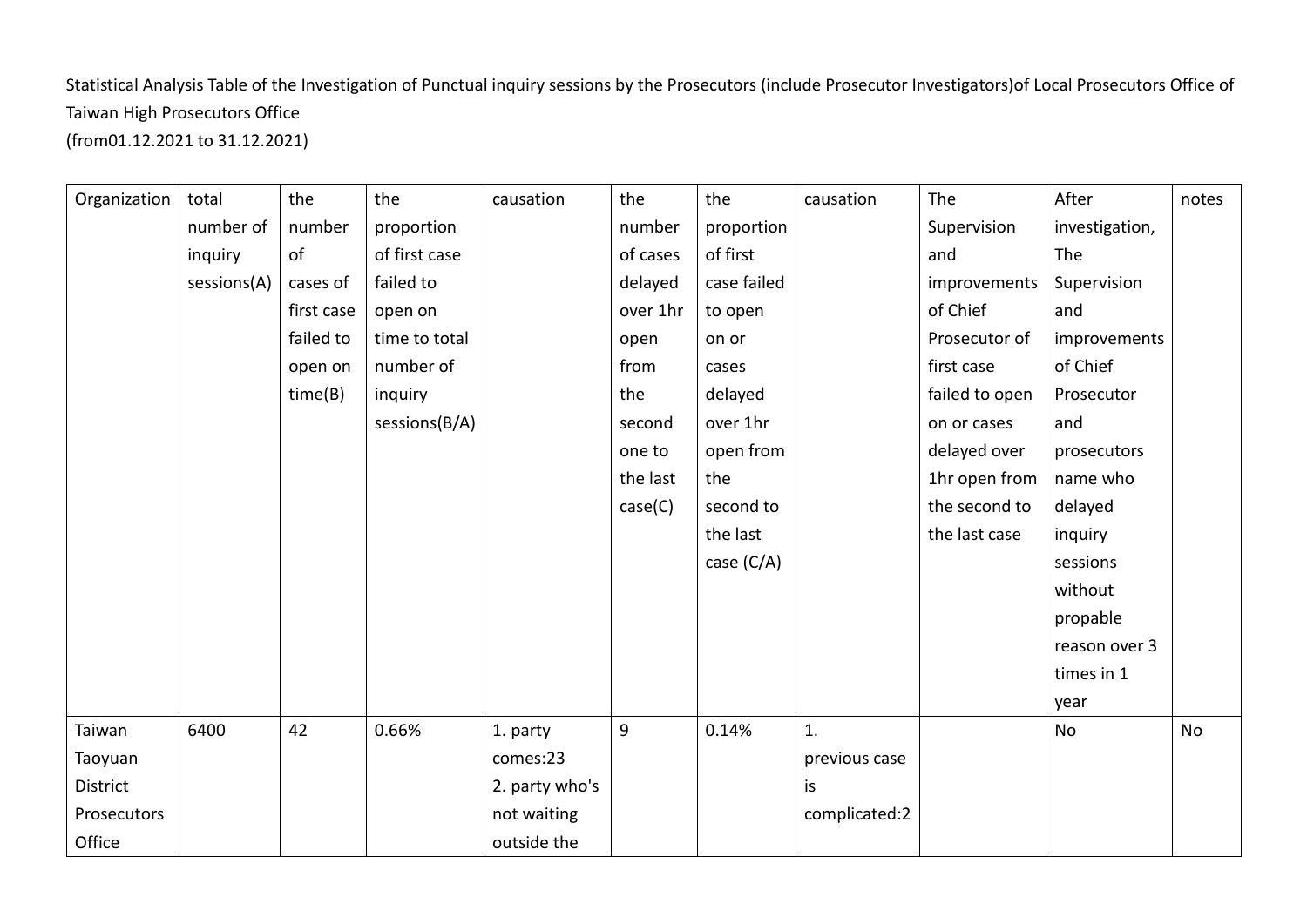Statistical Analysis Table of the Investigation of Punctual inquiry sessions by the Prosecutors (include Prosecutor Investigators)of Local Prosecutors Office of Taiwan High Prosecutors Office
(from01.12.2021 to 31.12.2021)

| Organization | total number of inquiry sessions(A) | the number of cases of first case failed to open on time(B) | the proportion of first case failed to open on time to total number of inquiry sessions(B/A) | causation | the number of cases delayed over 1hr open from the second one to the last case(C) | the proportion of first case failed to open on or cases delayed over 1hr open from the second to the last case (C/A) | causation | The Supervision and improvements of Chief Prosecutor of first case failed to open on or cases delayed over 1hr open from the second to the last case | After investigation, The Supervision and improvements of Chief Prosecutor and prosecutors name who delayed inquiry sessions without propable reason over 3 times in 1 year | notes |
|---|---|---|---|---|---|---|---|---|---|---|
| Taiwan Taoyuan District Prosecutors Office | 6400 | 42 | 0.66% | 1. party comes:23<br>2. party who's not waiting outside the | 9 | 0.14% | 1. previous case is complicated:2 | | No | No |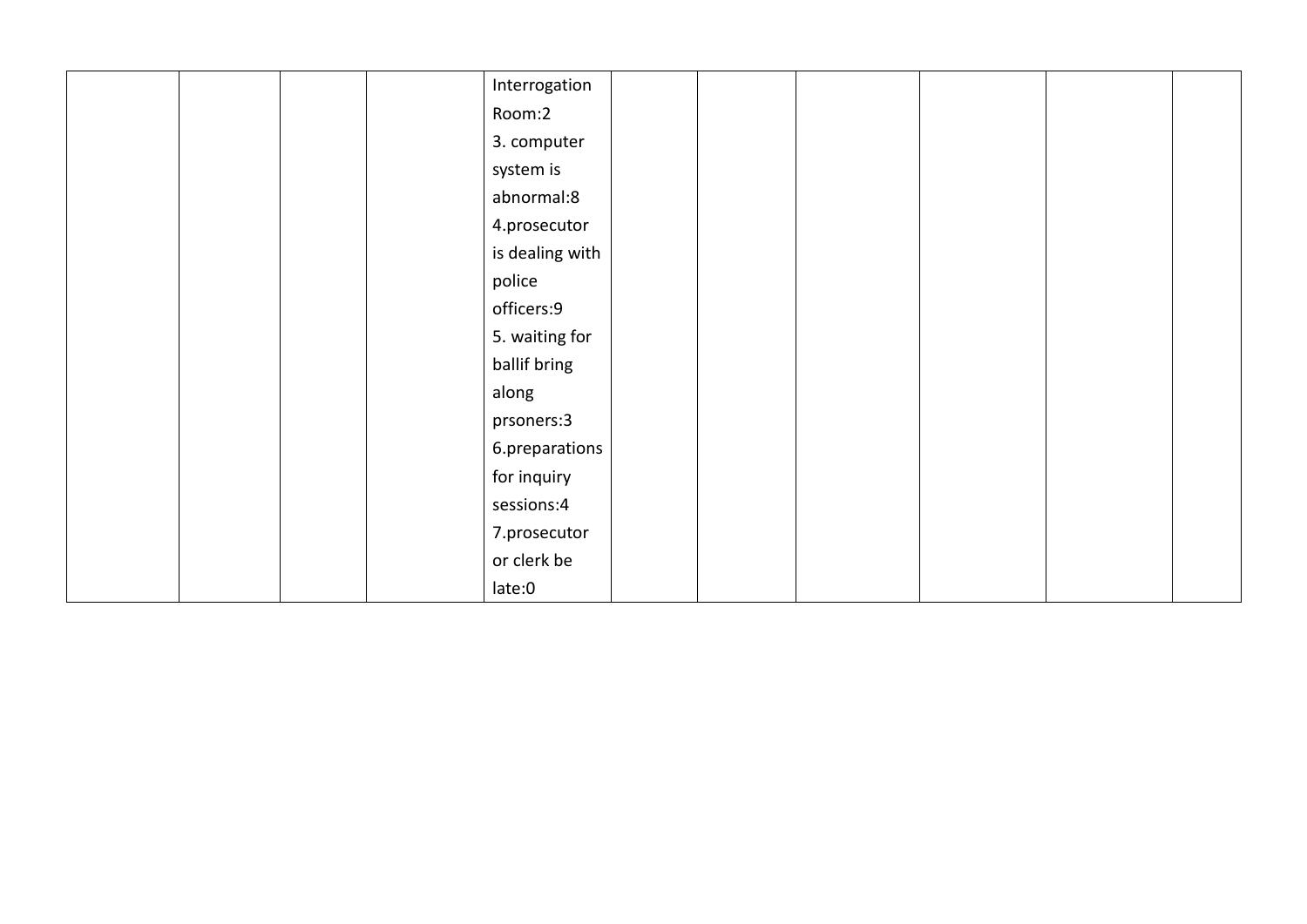| | | | | | | | | | | |
|---|---|---|---|---|---|---|---|---|---|---|
| | | | | Interrogation Room:2<br>3. computer system is abnormal:8<br>4.prosecutor is dealing with police officers:9<br>5. waiting for ballif bring along prsoners:3<br>6.preparations for inquiry sessions:4<br>7.prosecutor or clerk be late:0 | | | | | | |